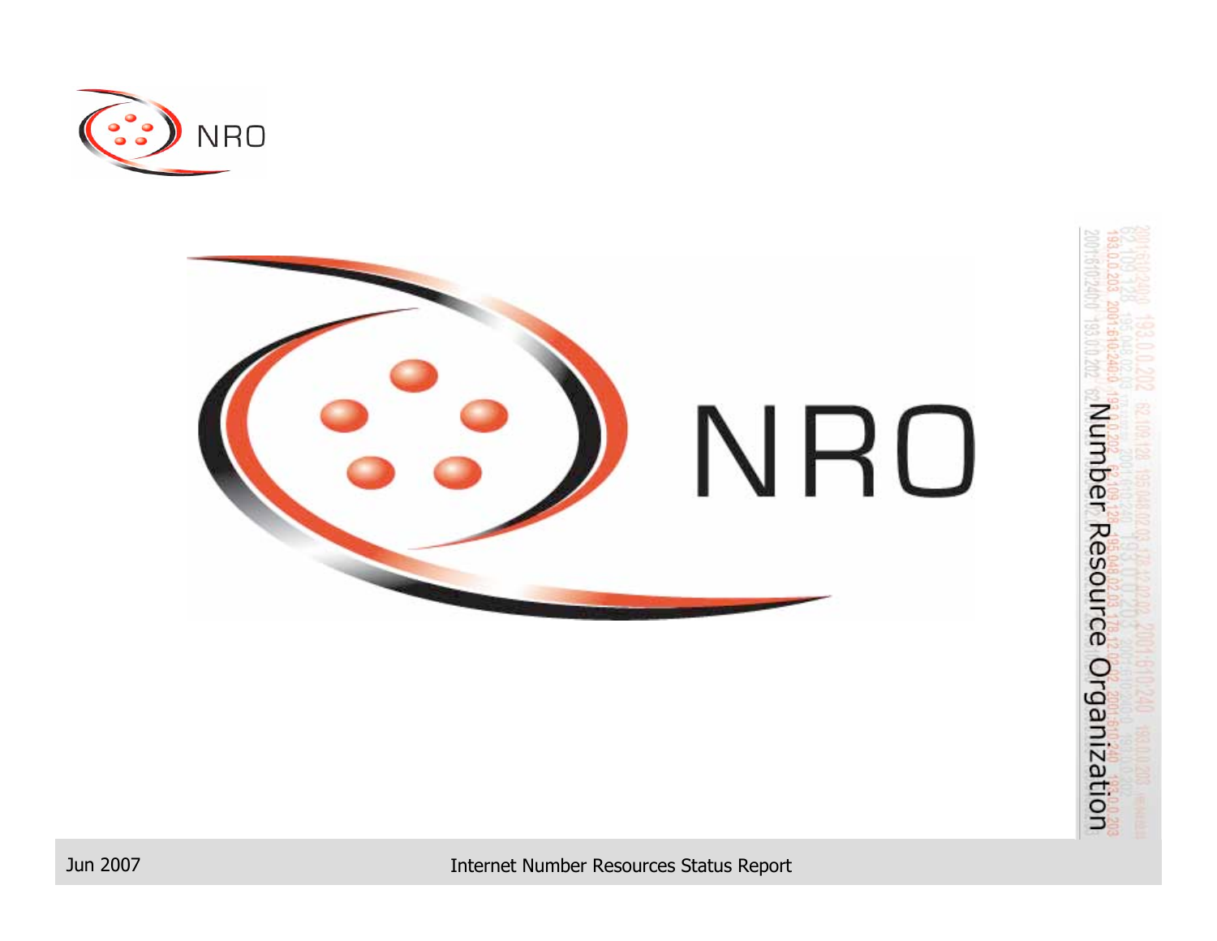# NRO

Number Resource Organization

Jun 2007

Internet Number Resources Status Report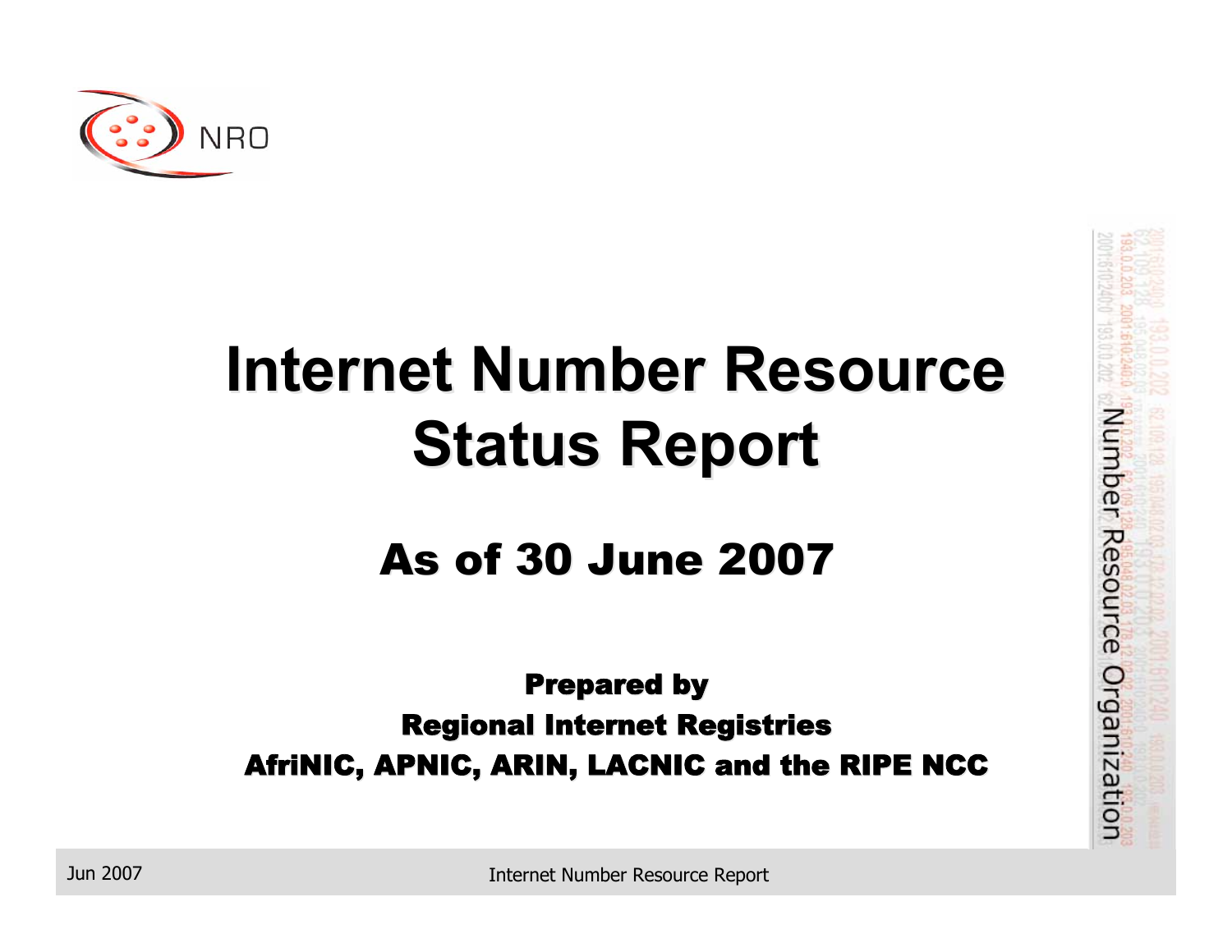# Internet Number Resource Status Report

## As of 30 June 2007

**Prepared by**

**Regional Internet Registries**

**AfriNIC, APNIC, ARIN, LACNIC and the RIPE NCC**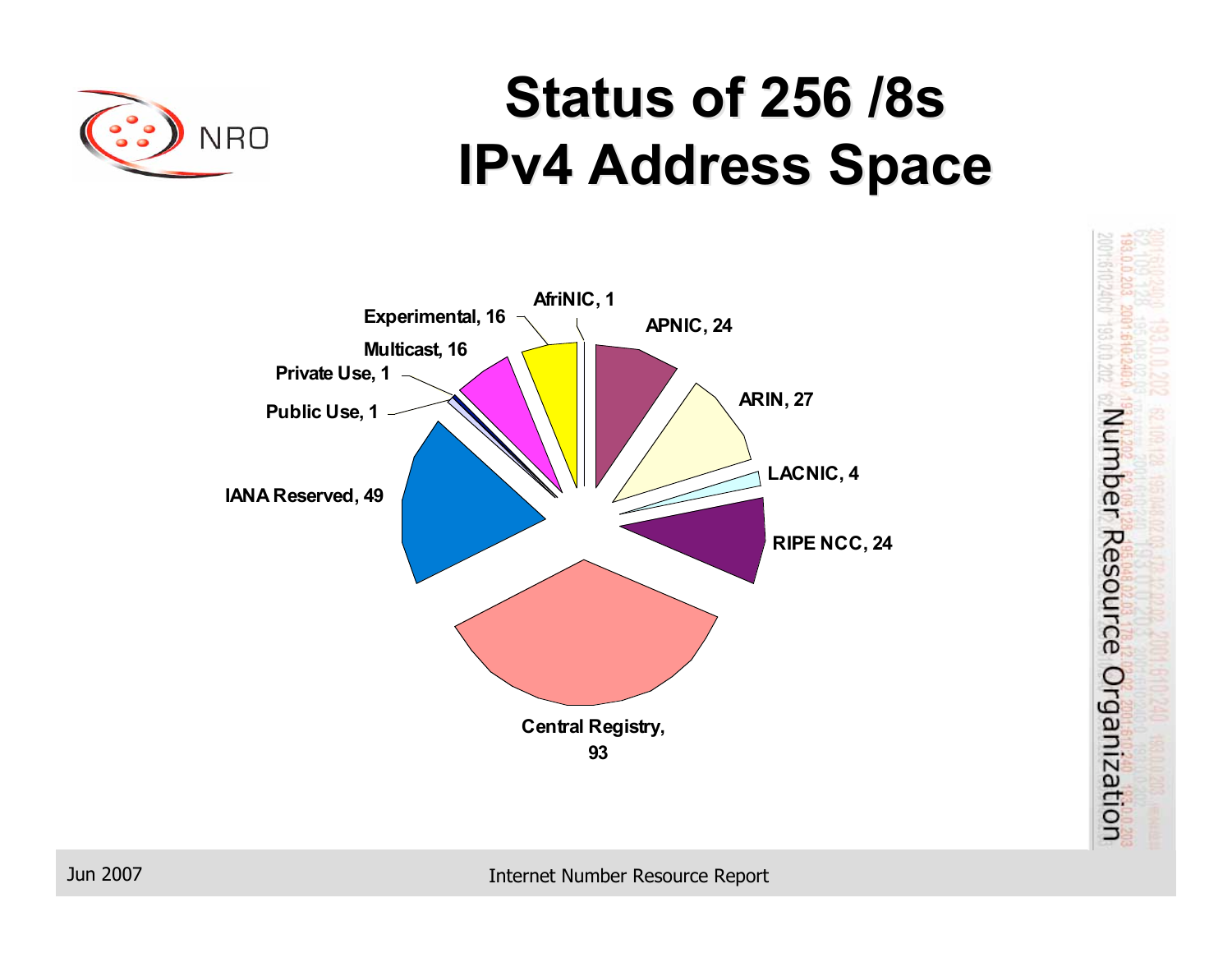# Status of 256 /8s IPv4 Address Space

| Category | /8s |
| --- | --- |
| AfriNIC | 1 |
| APNIC | 24 |
| ARIN | 27 |
| LACNIC | 4 |
| RIPE NCC | 24 |
| Central Registry | 93 |
| IANA Reserved | 49 |
| Public Use | 1 |
| Private Use | 1 |
| Multicast | 16 |
| Experimental | 16 |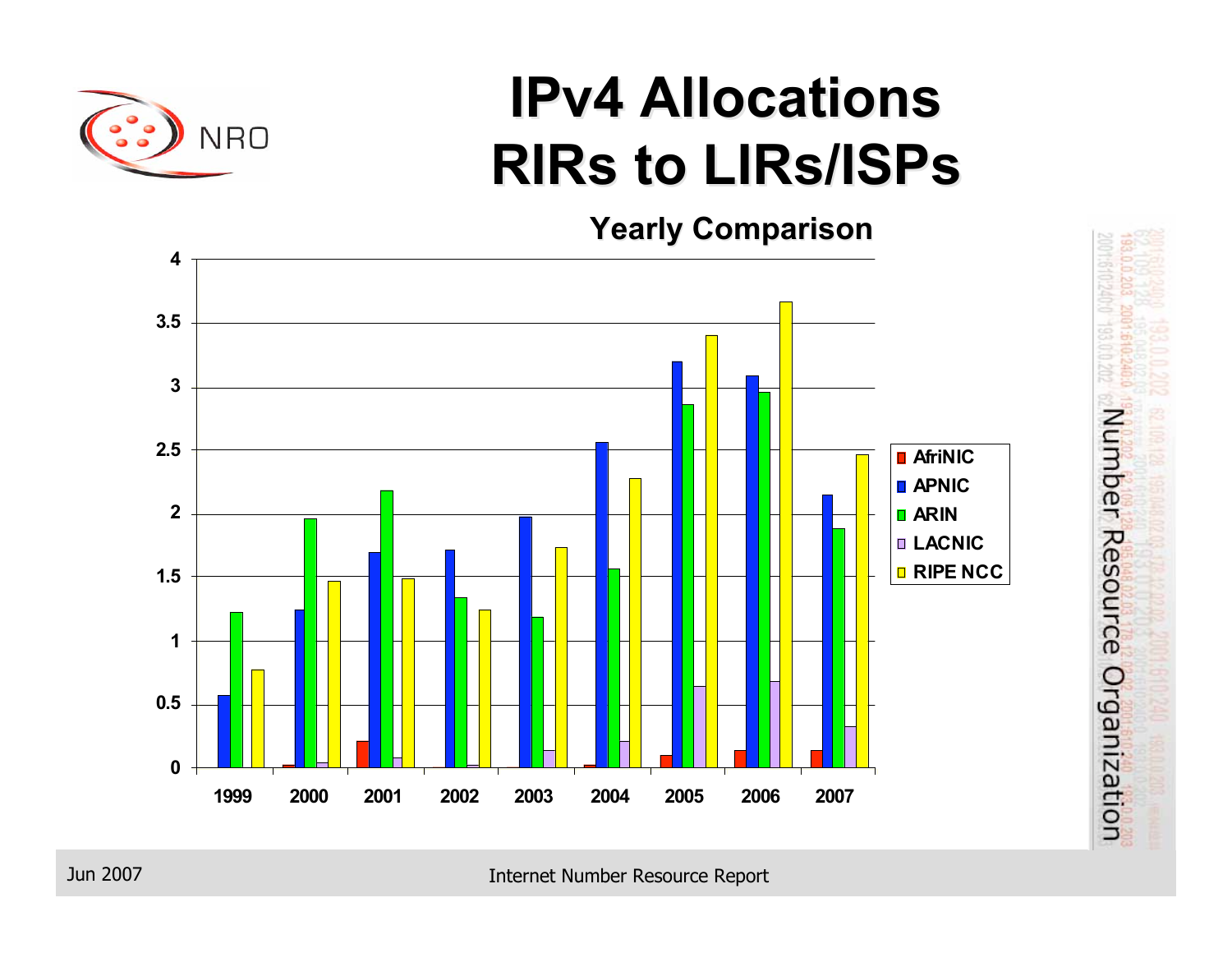# IPv4 Allocations RIRs to LIRs/ISPs

### Yearly Comparison

Legend: AfriNIC, APNIC, ARIN, LACNIC, RIPE NCC

Y-axis: 0, 0.5, 1, 1.5, 2, 2.5, 3, 3.5, 4

X-axis: 1999, 2000, 2001, 2002, 2003, 2004, 2005, 2006, 2007

Number Resource Organization

Jun 2007

Internet Number Resource Report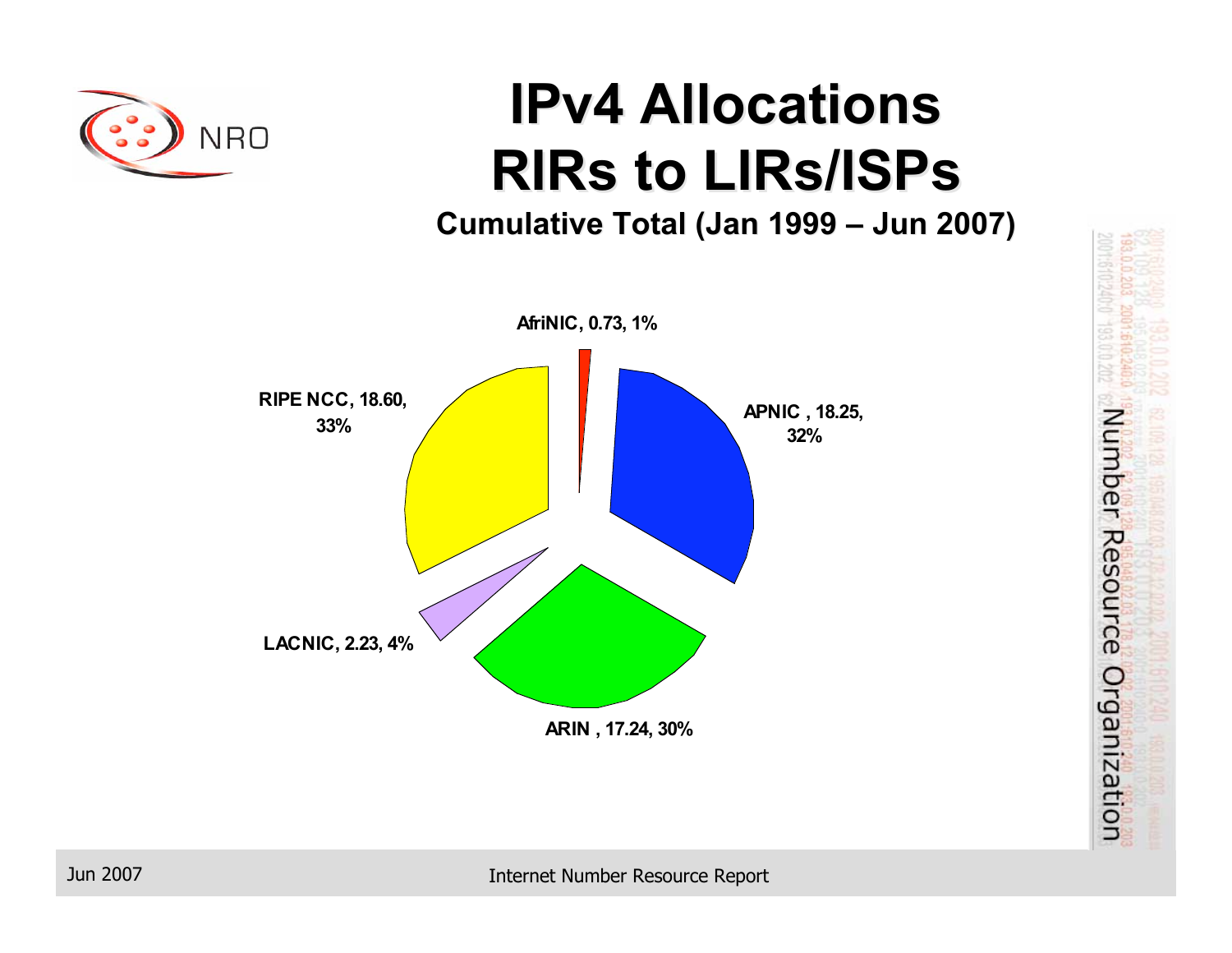# IPv4 Allocations RIRs to LIRs/ISPs

**Cumulative Total (Jan 1999 – Jun 2007)**

AfriNIC, 0.73, 1%

APNIC , 18.25, 32%

ARIN , 17.24, 30%

LACNIC, 2.23, 4%

RIPE NCC, 18.60, 33%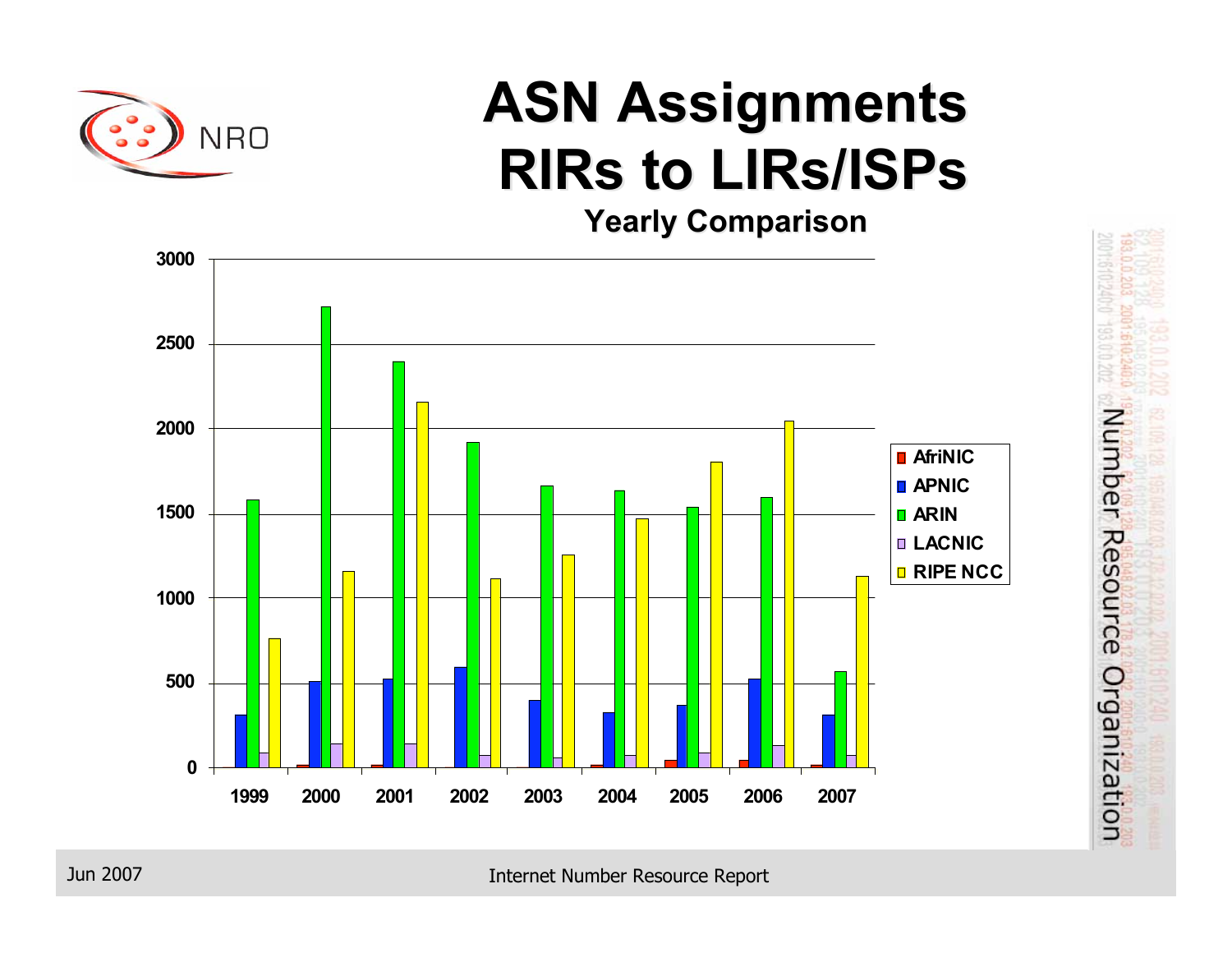# ASN Assignments RIRs to LIRs/ISPs

### Yearly Comparison

| | AfriNIC | APNIC | ARIN | LACNIC | RIPE NCC |
|---|---|---|---|---|---|
| 1999 | | | | | |
| 2000 | | | | | |
| 2001 | | | | | |
| 2002 | | | | | |
| 2003 | | | | | |
| 2004 | | | | | |
| 2005 | | | | | |
| 2006 | | | | | |
| 2007 | | | | | |

Y-axis: 0, 500, 1000, 1500, 2000, 2500, 3000

Jun 2007

Internet Number Resource Report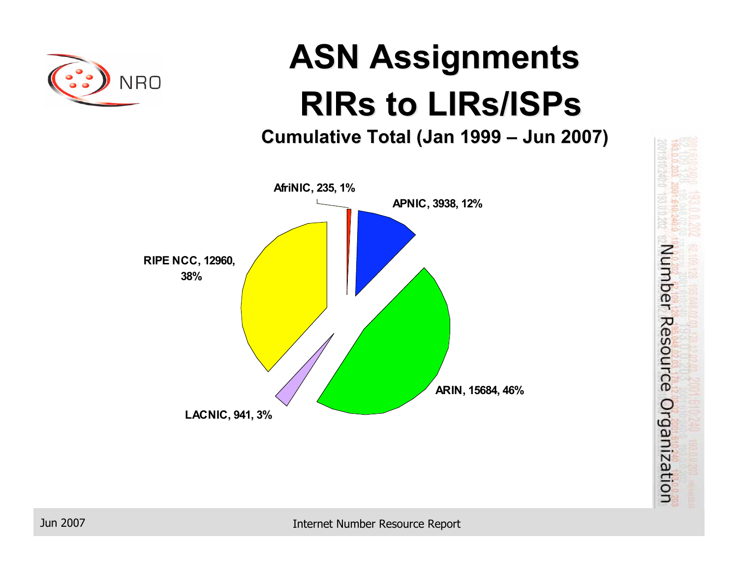# ASN Assignments

# RIRs to LIRs/ISPs

### Cumulative Total (Jan 1999 – Jun 2007)

AfriNIC, 235, 1%

APNIC, 3938, 12%

RIPE NCC, 12960, 38%

ARIN, 15684, 46%

LACNIC, 941, 3%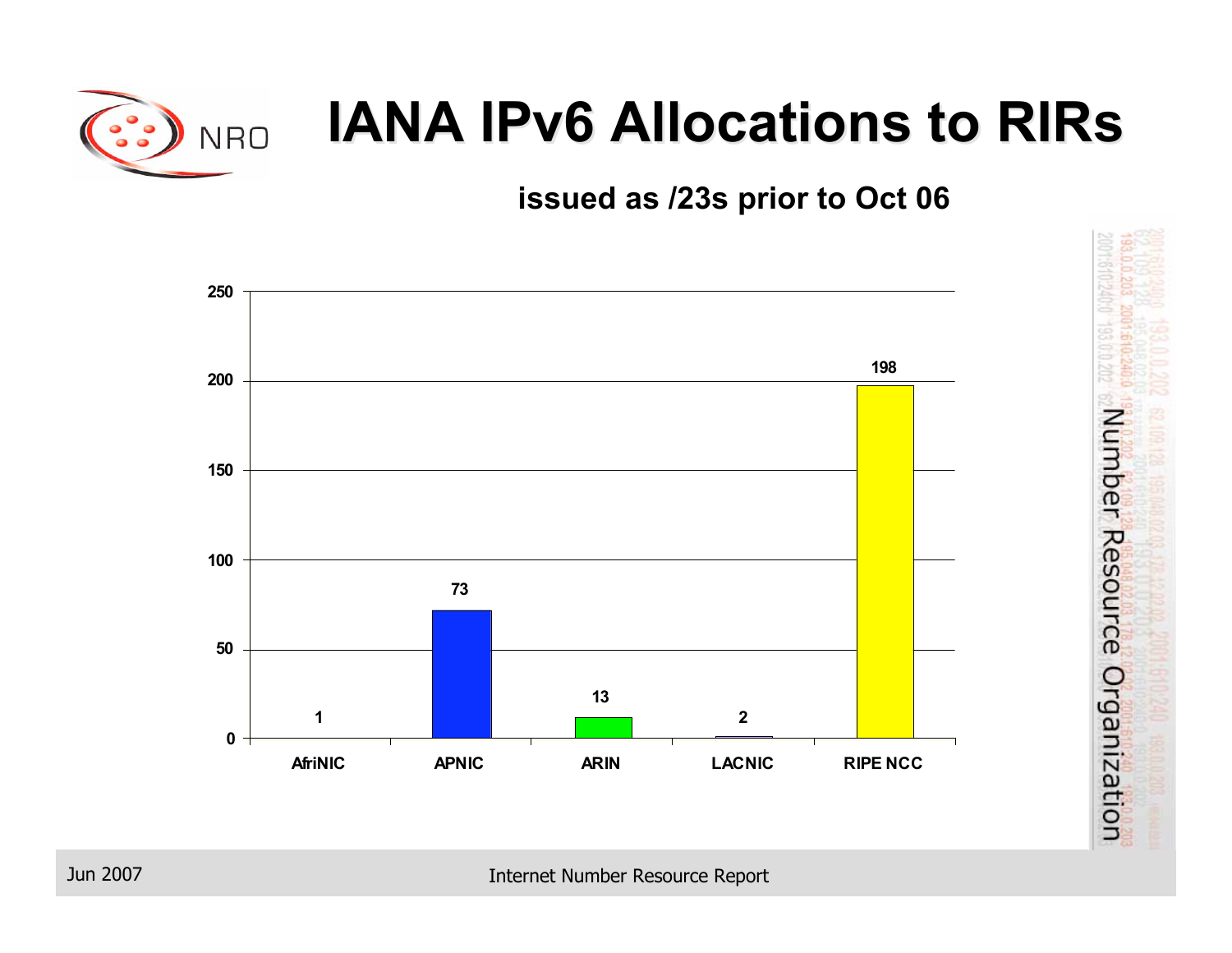# IANA IPv6 Allocations to RIRs

**issued as /23s prior to Oct 06**

| RIR | Allocations |
|---|---|
| AfriNIC | 1 |
| APNIC | 73 |
| ARIN | 13 |
| LACNIC | 2 |
| RIPE NCC | 198 |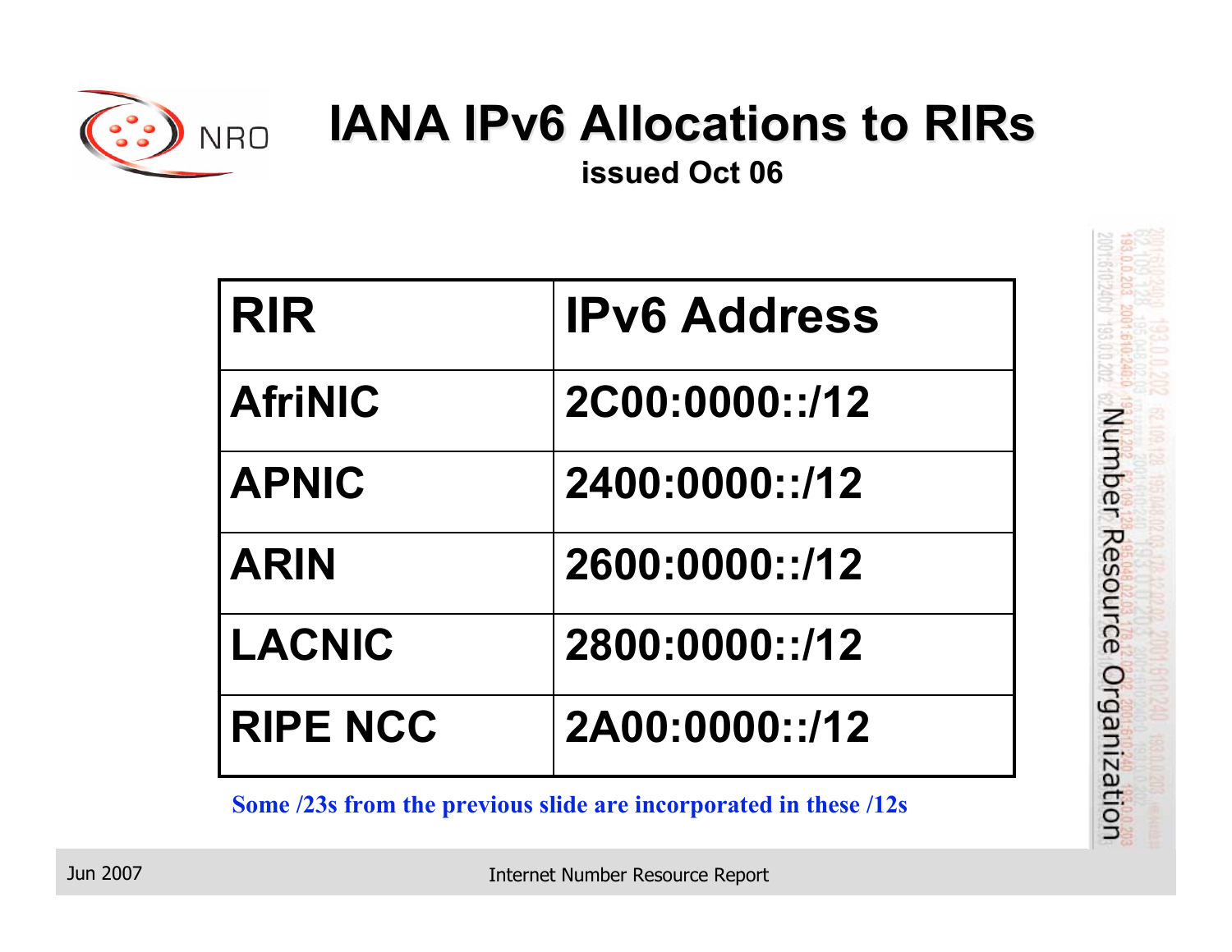# IANA IPv6 Allocations to RIRs

**issued Oct 06**

| RIR | IPv6 Address |
|---|---|
| AfriNIC | 2C00:0000::/12 |
| APNIC | 2400:0000::/12 |
| ARIN | 2600:0000::/12 |
| LACNIC | 2800:0000::/12 |
| RIPE NCC | 2A00:0000::/12 |

**Some /23s from the previous slide are incorporated in these /12s**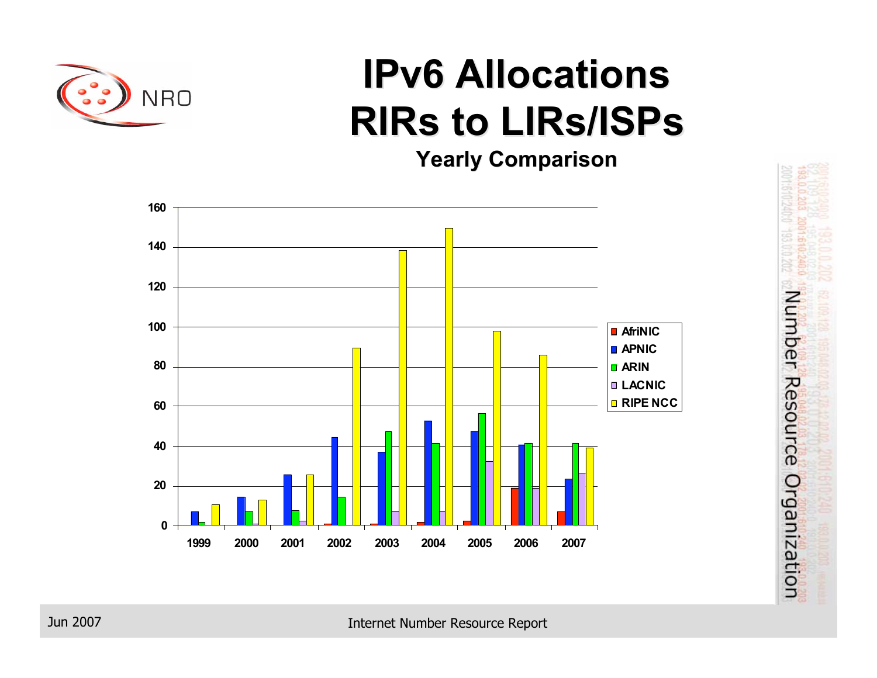# IPv6 Allocations RIRs to LIRs/ISPs

**Yearly Comparison**

| Year | AfriNIC | APNIC | ARIN | LACNIC | RIPE NCC |
|---|---|---|---|---|---|
| 1999 | 0 | 7 | 1 | 0 | 10 |
| 2000 | 0 | 14 | 7 | 0 | 13 |
| 2001 | 0 | 25 | 7 | 2 | 25 |
| 2002 | 0 | 44 | 14 | 0 | 89 |
| 2003 | 0 | 37 | 47 | 7 | 138 |
| 2004 | 1 | 52 | 41 | 7 | 149 |
| 2005 | 2 | 47 | 56 | 32 | 98 |
| 2006 | 19 | 40 | 41 | 19 | 86 |
| 2007 | 7 | 23 | 41 | 26 | 39 |

Number Resource Organization

Jun 2007

Internet Number Resource Report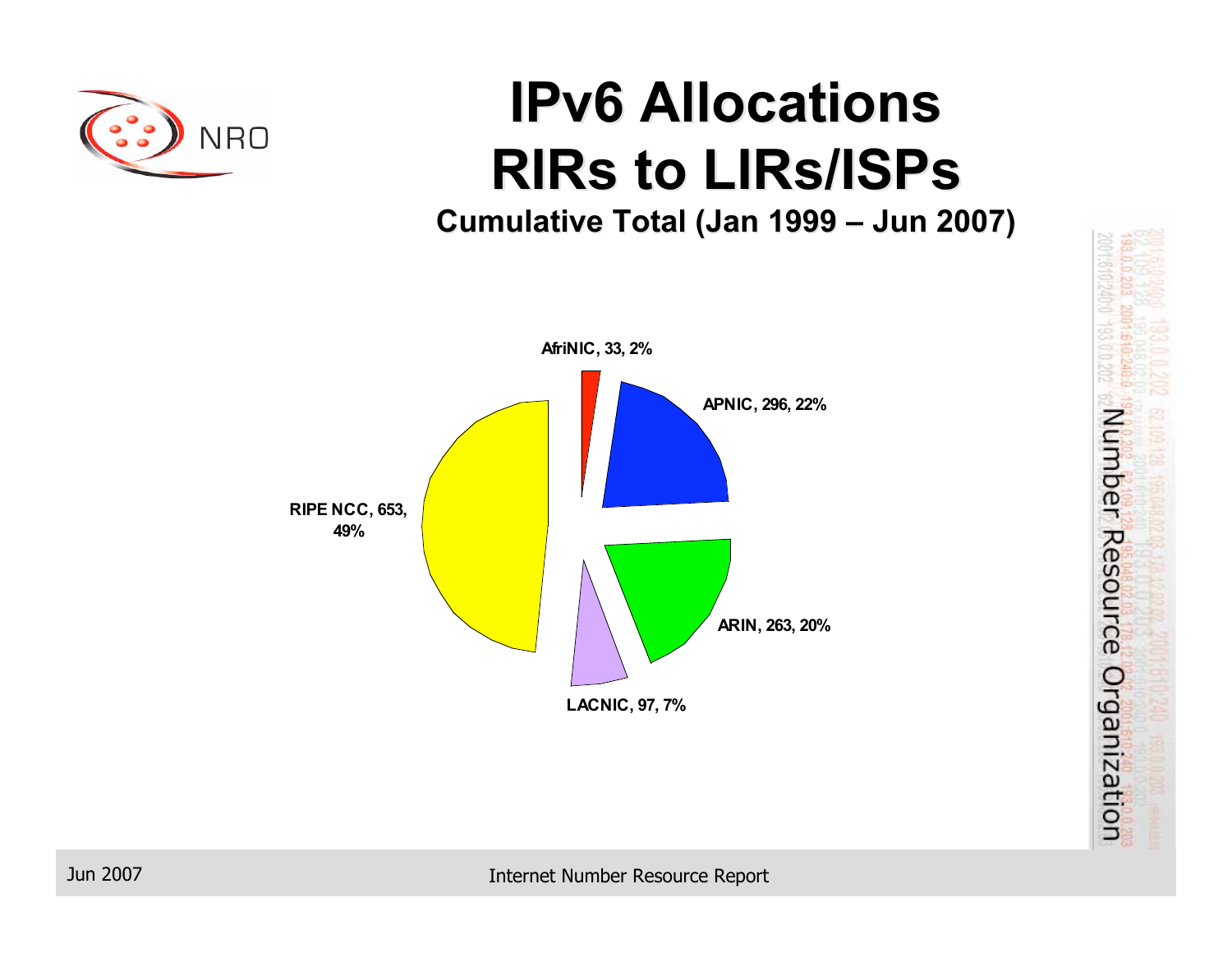# IPv6 Allocations RIRs to LIRs/ISPs

**Cumulative Total (Jan 1999 – Jun 2007)**

AfriNIC, 33, 2%

APNIC, 296, 22%

ARIN, 263, 20%

LACNIC, 97, 7%

RIPE NCC, 653, 49%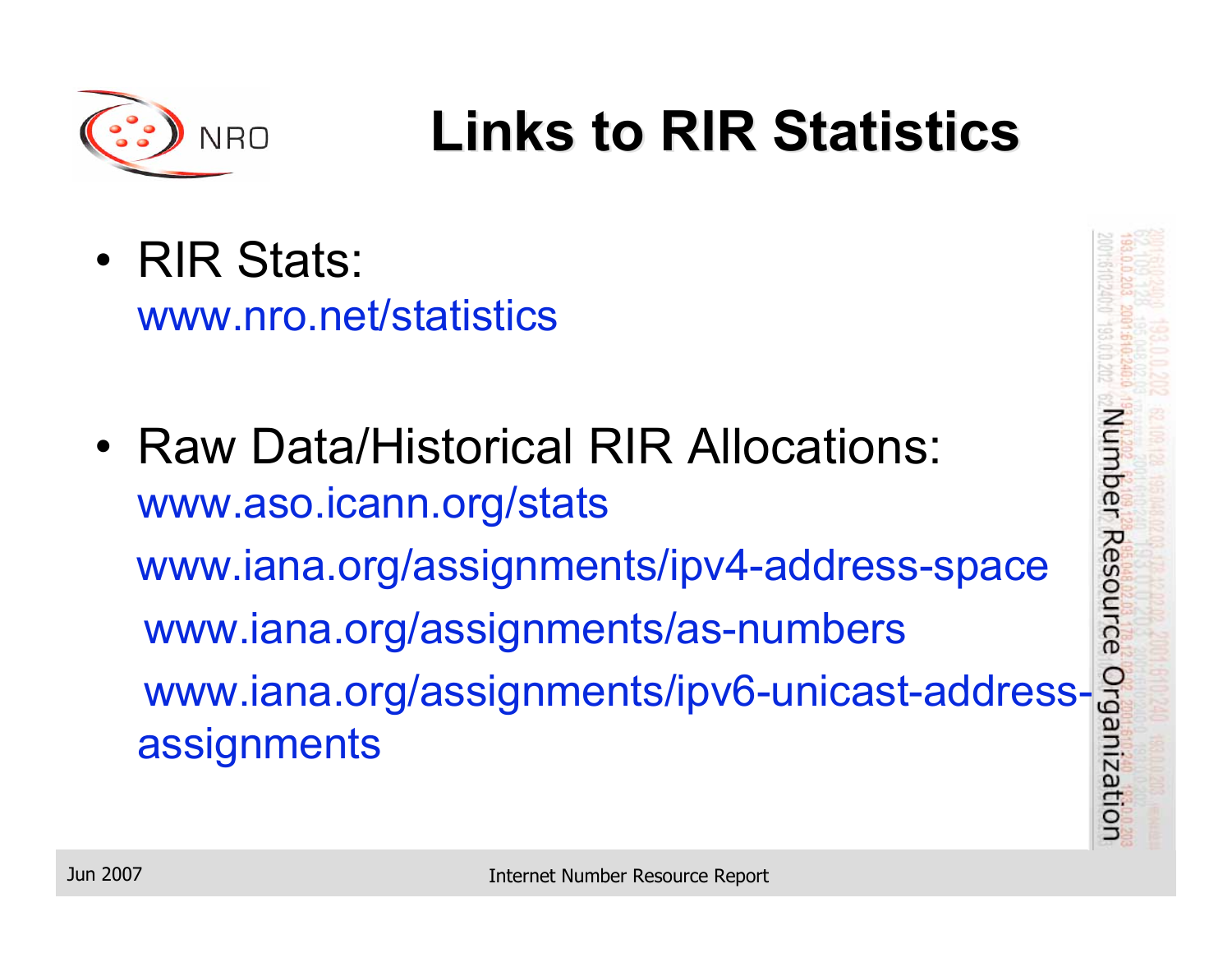# Links to RIR Statistics

- RIR Stats:
  www.nro.net/statistics

- Raw Data/Historical RIR Allocations:
  www.aso.icann.org/stats
  www.iana.org/assignments/ipv4-address-space
  www.iana.org/assignments/as-numbers
  www.iana.org/assignments/ipv6-unicast-address-assignments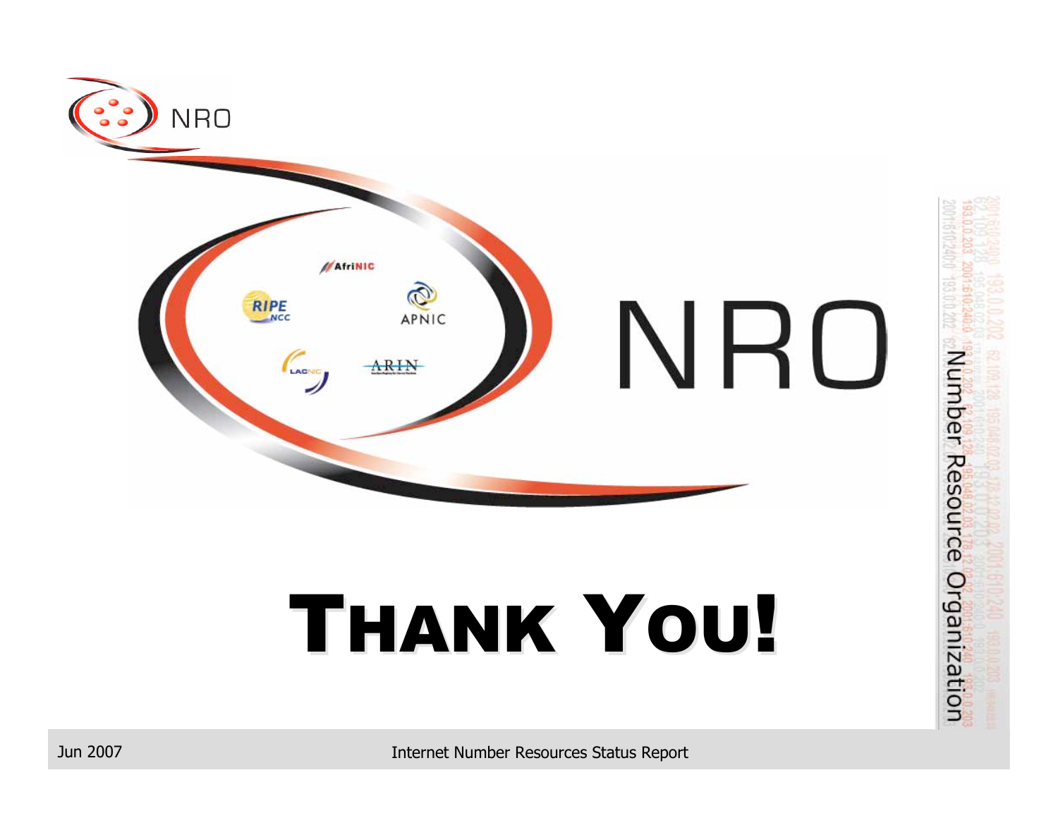NRO

NRO

Number Resource Organization

# THANK YOU!